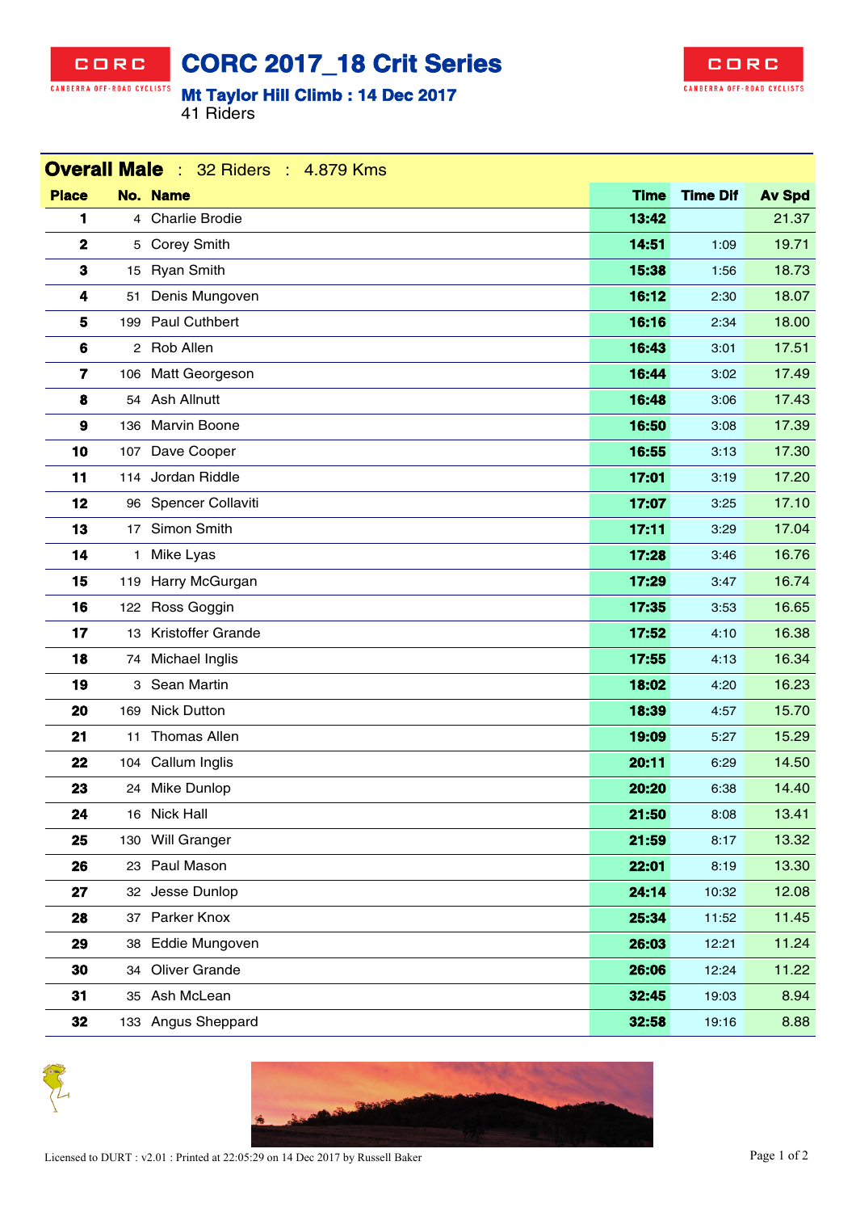# CORC 2017_18 Crit Series

## Mt Taylor Hill Climb : 14 Dec 2017

41 Riders

**Overall Male** : 32 Riders : 4.879 Kms

| Place | No. | Name | Time | Time Dif | Av Spd |
|---|---|---|---|---|---|
| **1** | 4 | Charlie Brodie | **13:42** | | 21.37 |
| **2** | 5 | Corey Smith | **14:51** | 1:09 | 19.71 |
| **3** | 15 | Ryan Smith | **15:38** | 1:56 | 18.73 |
| **4** | 51 | Denis Mungoven | **16:12** | 2:30 | 18.07 |
| **5** | 199 | Paul Cuthbert | **16:16** | 2:34 | 18.00 |
| **6** | 2 | Rob Allen | **16:43** | 3:01 | 17.51 |
| **7** | 106 | Matt Georgeson | **16:44** | 3:02 | 17.49 |
| **8** | 54 | Ash Allnutt | **16:48** | 3:06 | 17.43 |
| **9** | 136 | Marvin Boone | **16:50** | 3:08 | 17.39 |
| **10** | 107 | Dave Cooper | **16:55** | 3:13 | 17.30 |
| **11** | 114 | Jordan Riddle | **17:01** | 3:19 | 17.20 |
| **12** | 96 | Spencer Collaviti | **17:07** | 3:25 | 17.10 |
| **13** | 17 | Simon Smith | **17:11** | 3:29 | 17.04 |
| **14** | 1 | Mike Lyas | **17:28** | 3:46 | 16.76 |
| **15** | 119 | Harry McGurgan | **17:29** | 3:47 | 16.74 |
| **16** | 122 | Ross Goggin | **17:35** | 3:53 | 16.65 |
| **17** | 13 | Kristoffer Grande | **17:52** | 4:10 | 16.38 |
| **18** | 74 | Michael Inglis | **17:55** | 4:13 | 16.34 |
| **19** | 3 | Sean Martin | **18:02** | 4:20 | 16.23 |
| **20** | 169 | Nick Dutton | **18:39** | 4:57 | 15.70 |
| **21** | 11 | Thomas Allen | **19:09** | 5:27 | 15.29 |
| **22** | 104 | Callum Inglis | **20:11** | 6:29 | 14.50 |
| **23** | 24 | Mike Dunlop | **20:20** | 6:38 | 14.40 |
| **24** | 16 | Nick Hall | **21:50** | 8:08 | 13.41 |
| **25** | 130 | Will Granger | **21:59** | 8:17 | 13.32 |
| **26** | 23 | Paul Mason | **22:01** | 8:19 | 13.30 |
| **27** | 32 | Jesse Dunlop | **24:14** | 10:32 | 12.08 |
| **28** | 37 | Parker Knox | **25:34** | 11:52 | 11.45 |
| **29** | 38 | Eddie Mungoven | **26:03** | 12:21 | 11.24 |
| **30** | 34 | Oliver Grande | **26:06** | 12:24 | 11.22 |
| **31** | 35 | Ash McLean | **32:45** | 19:03 | 8.94 |
| **32** | 133 | Angus Sheppard | **32:58** | 19:16 | 8.88 |

Licensed to DURT : v2.01 : Printed at 22:05:29 on 14 Dec 2017 by Russell Baker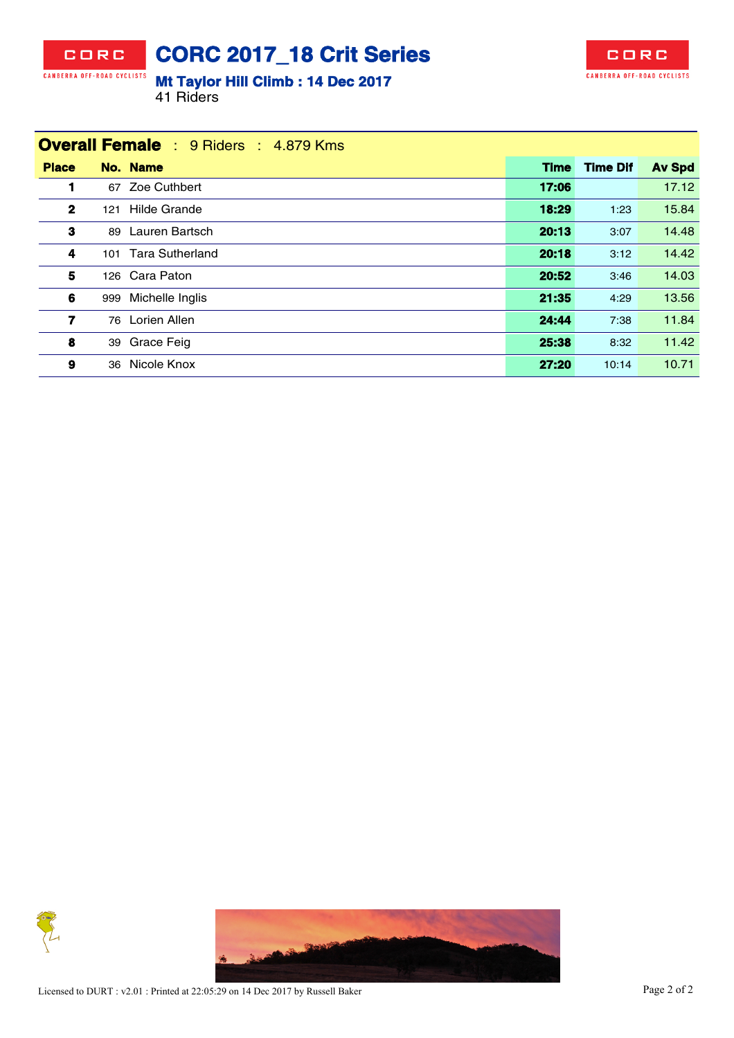# CORC 2017_18 Crit Series

**Mt Taylor Hill Climb : 14 Dec 2017**

41 Riders

## Overall Female : 9 Riders : 4.879 Kms

| Place | No. | Name | Time | Time Dif | Av Spd |
|---|---|---|---|---|---|
| 1 | 67 | Zoe Cuthbert | 17:06 | | 17.12 |
| 2 | 121 | Hilde Grande | 18:29 | 1:23 | 15.84 |
| 3 | 89 | Lauren Bartsch | 20:13 | 3:07 | 14.48 |
| 4 | 101 | Tara Sutherland | 20:18 | 3:12 | 14.42 |
| 5 | 126 | Cara Paton | 20:52 | 3:46 | 14.03 |
| 6 | 999 | Michelle Inglis | 21:35 | 4:29 | 13.56 |
| 7 | 76 | Lorien Allen | 24:44 | 7:38 | 11.84 |
| 8 | 39 | Grace Feig | 25:38 | 8:32 | 11.42 |
| 9 | 36 | Nicole Knox | 27:20 | 10:14 | 10.71 |

Licensed to DURT : v2.01 : Printed at 22:05:29 on 14 Dec 2017 by Russell Baker